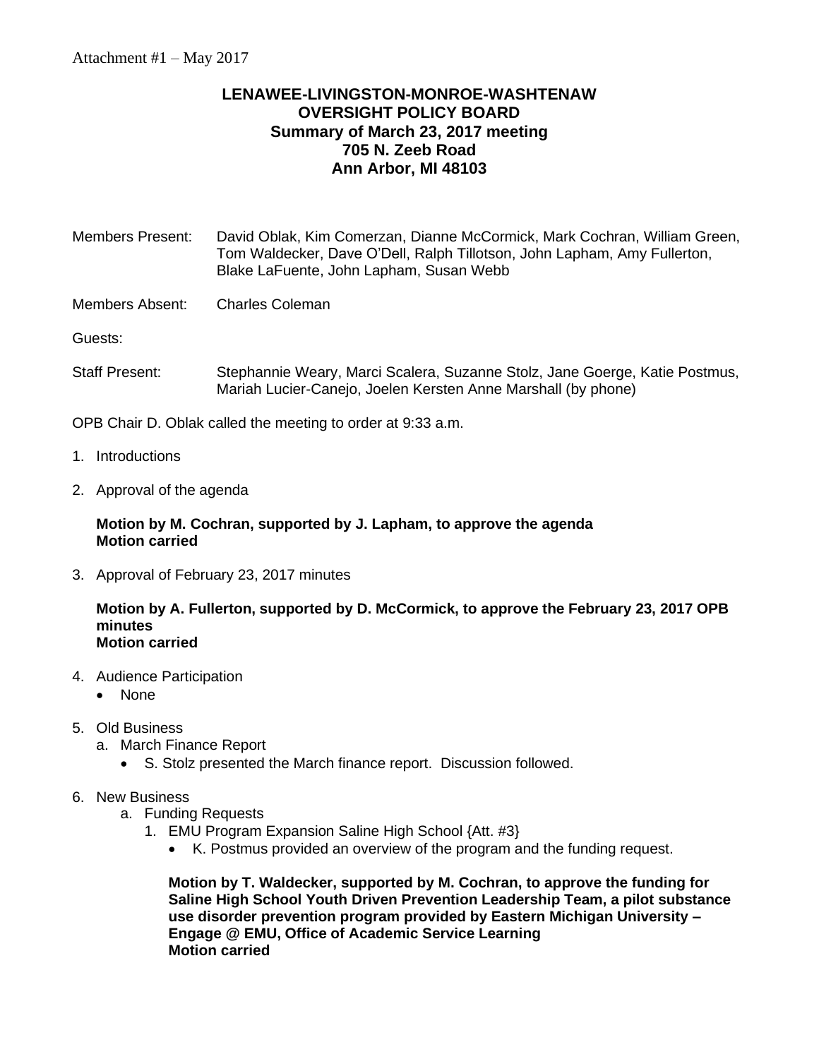Attachment #1 – May 2017

**LENAWEE-LIVINGSTON-MONROE-WASHTENAW**
**OVERSIGHT POLICY BOARD**
**Summary of March 23, 2017 meeting**
**705 N. Zeeb Road**
**Ann Arbor, MI 48103**

Members Present: David Oblak, Kim Comerzan, Dianne McCormick, Mark Cochran, William Green, Tom Waldecker, Dave O'Dell, Ralph Tillotson, John Lapham, Amy Fullerton, Blake LaFuente, John Lapham, Susan Webb

Members Absent: Charles Coleman

Guests:

Staff Present: Stephannie Weary, Marci Scalera, Suzanne Stolz, Jane Goerge, Katie Postmus, Mariah Lucier-Canejo, Joelen Kersten Anne Marshall (by phone)

OPB Chair D. Oblak called the meeting to order at 9:33 a.m.

1. Introductions

2. Approval of the agenda

   **Motion by M. Cochran, supported by J. Lapham, to approve the agenda**
   **Motion carried**

3. Approval of February 23, 2017 minutes

   **Motion by A. Fullerton, supported by D. McCormick, to approve the February 23, 2017 OPB minutes**
   **Motion carried**

4. Audience Participation
   - None

5. Old Business
   a. March Finance Report
      - S. Stolz presented the March finance report. Discussion followed.

6. New Business
   a. Funding Requests
      1. EMU Program Expansion Saline High School {Att. #3}
         - K. Postmus provided an overview of the program and the funding request.

         **Motion by T. Waldecker, supported by M. Cochran, to approve the funding for Saline High School Youth Driven Prevention Leadership Team, a pilot substance use disorder prevention program provided by Eastern Michigan University – Engage @ EMU, Office of Academic Service Learning**
         **Motion carried**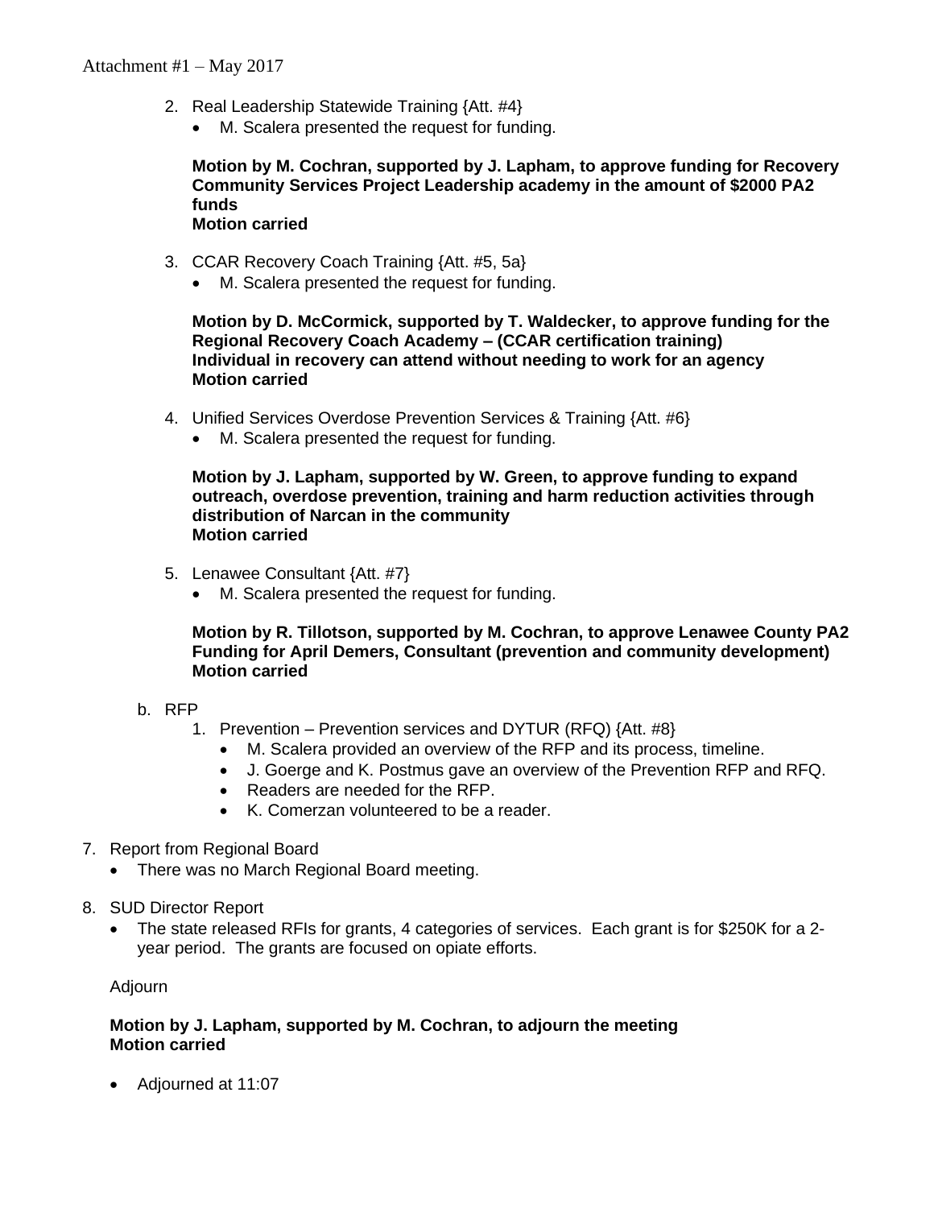2. Real Leadership Statewide Training {Att. #4}
   - M. Scalera presented the request for funding.

   **Motion by M. Cochran, supported by J. Lapham, to approve funding for Recovery Community Services Project Leadership academy in the amount of $2000 PA2 funds**
   **Motion carried**

3. CCAR Recovery Coach Training {Att. #5, 5a}
   - M. Scalera presented the request for funding.

   **Motion by D. McCormick, supported by T. Waldecker, to approve funding for the Regional Recovery Coach Academy – (CCAR certification training)**
   **Individual in recovery can attend without needing to work for an agency**
   **Motion carried**

4. Unified Services Overdose Prevention Services & Training {Att. #6}
   - M. Scalera presented the request for funding.

   **Motion by J. Lapham, supported by W. Green, to approve funding to expand outreach, overdose prevention, training and harm reduction activities through distribution of Narcan in the community**
   **Motion carried**

5. Lenawee Consultant {Att. #7}
   - M. Scalera presented the request for funding.

   **Motion by R. Tillotson, supported by M. Cochran, to approve Lenawee County PA2 Funding for April Demers, Consultant (prevention and community development)**
   **Motion carried**

b. RFP
   1. Prevention – Prevention services and DYTUR (RFQ) {Att. #8}
      - M. Scalera provided an overview of the RFP and its process, timeline.
      - J. Goerge and K. Postmus gave an overview of the Prevention RFP and RFQ.
      - Readers are needed for the RFP.
      - K. Comerzan volunteered to be a reader.

7. Report from Regional Board
   - There was no March Regional Board meeting.

8. SUD Director Report
   - The state released RFIs for grants, 4 categories of services. Each grant is for $250K for a 2-year period. The grants are focused on opiate efforts.

Adjourn

**Motion by J. Lapham, supported by M. Cochran, to adjourn the meeting**
**Motion carried**

- Adjourned at 11:07